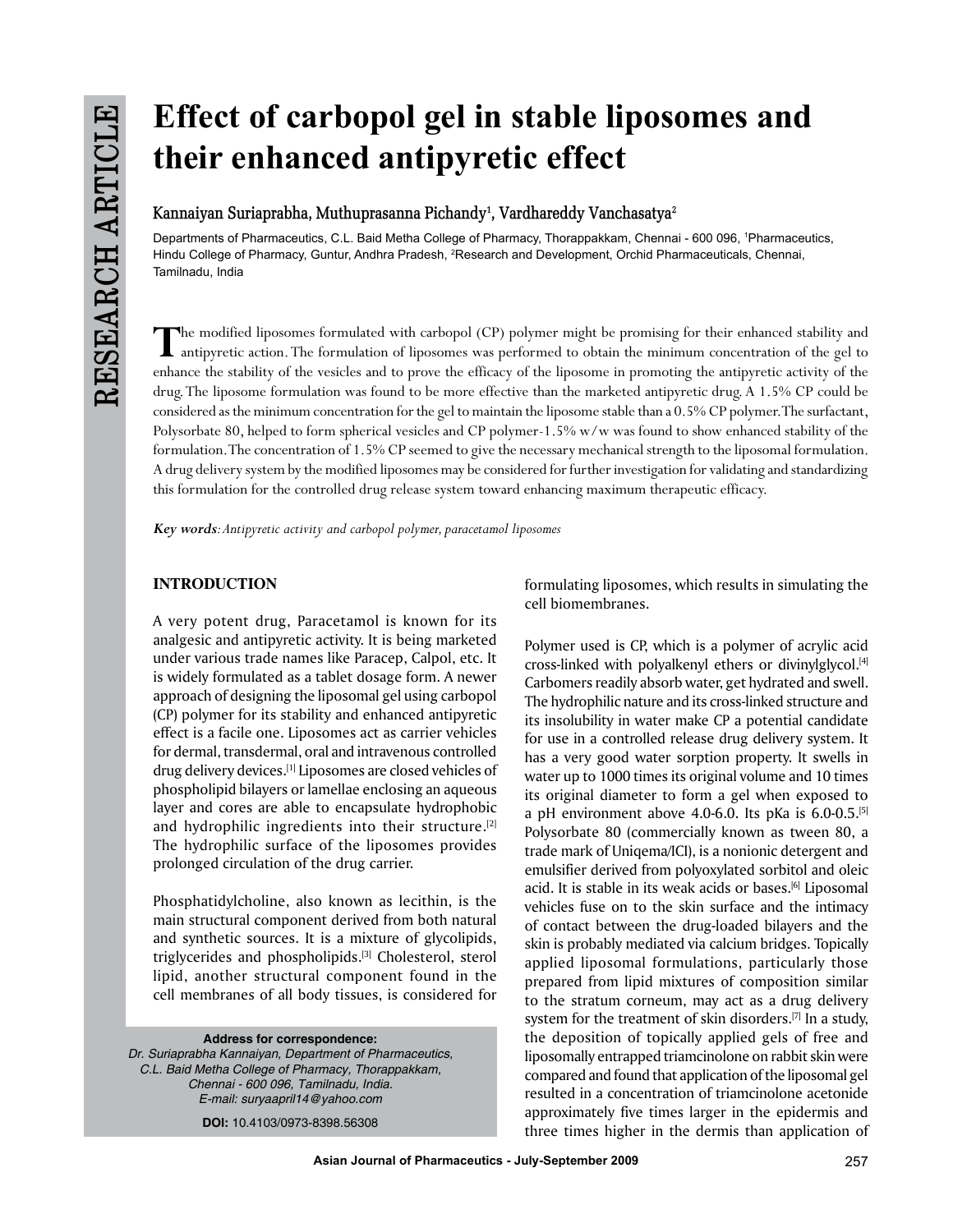RESEARCH ARTICLE

# Effect of carbopol gel in stable liposomes and their enhanced antipyretic effect

**Kannaiyan Suriaprabha, Muthuprasanna Pichandy[1], Vardhareddy Vanchasatya[2]**

Departments of Pharmaceutics, C.L. Baid Metha College of Pharmacy, Thorappakkam, Chennai - 600 096, [1]Pharmaceutics, Hindu College of Pharmacy, Guntur, Andhra Pradesh, [2]Research and Development, Orchid Pharmaceuticals, Chennai, Tamilnadu, India

The modified liposomes formulated with carbopol (CP) polymer might be promising for their enhanced stability and antipyretic action. The formulation of liposomes was performed to obtain the minimum concentration of the gel to enhance the stability of the vesicles and to prove the efficacy of the liposome in promoting the antipyretic activity of the drug. The liposome formulation was found to be more effective than the marketed antipyretic drug. A 1.5% CP could be considered as the minimum concentration for the gel to maintain the liposome stable than a 0.5% CP polymer. The surfactant, Polysorbate 80, helped to form spherical vesicles and CP polymer-1.5% w/w was found to show enhanced stability of the formulation. The concentration of 1.5% CP seemed to give the necessary mechanical strength to the liposomal formulation. A drug delivery system by the modified liposomes may be considered for further investigation for validating and standardizing this formulation for the controlled drug release system toward enhancing maximum therapeutic efficacy.

***Key words****: Antipyretic activity and carbopol polymer, paracetamol liposomes*

## INTRODUCTION

A very potent drug, Paracetamol is known for its analgesic and antipyretic activity. It is being marketed under various trade names like Paracep, Calpol, etc. It is widely formulated as a tablet dosage form. A newer approach of designing the liposomal gel using carbopol (CP) polymer for its stability and enhanced antipyretic effect is a facile one. Liposomes act as carrier vehicles for dermal, transdermal, oral and intravenous controlled drug delivery devices.[1] Liposomes are closed vehicles of phospholipid bilayers or lamellae enclosing an aqueous layer and cores are able to encapsulate hydrophobic and hydrophilic ingredients into their structure.[2] The hydrophilic surface of the liposomes provides prolonged circulation of the drug carrier.

Phosphatidylcholine, also known as lecithin, is the main structural component derived from both natural and synthetic sources. It is a mixture of glycolipids, triglycerides and phospholipids.[3] Cholesterol, sterol lipid, another structural component found in the cell membranes of all body tissues, is considered for formulating liposomes, which results in simulating the cell biomembranes.

Polymer used is CP, which is a polymer of acrylic acid cross-linked with polyalkenyl ethers or divinylglycol.[4] Carbomers readily absorb water, get hydrated and swell. The hydrophilic nature and its cross-linked structure and its insolubility in water make CP a potential candidate for use in a controlled release drug delivery system. It has a very good water sorption property. It swells in water up to 1000 times its original volume and 10 times its original diameter to form a gel when exposed to a pH environment above 4.0-6.0. Its pKa is 6.0-0.5.[5] Polysorbate 80 (commercially known as tween 80, a trade mark of Uniqema/ICI), is a nonionic detergent and emulsifier derived from polyoxylated sorbitol and oleic acid. It is stable in its weak acids or bases.[6] Liposomal vehicles fuse on to the skin surface and the intimacy of contact between the drug-loaded bilayers and the skin is probably mediated via calcium bridges. Topically applied liposomal formulations, particularly those prepared from lipid mixtures of composition similar to the stratum corneum, may act as a drug delivery system for the treatment of skin disorders.[7] In a study, the deposition of topically applied gels of free and liposomally entrapped triamcinolone on rabbit skin were compared and found that application of the liposomal gel resulted in a concentration of triamcinolone acetonide approximately five times larger in the epidermis and three times higher in the dermis than application of

**Address for correspondence:**
*Dr. Suriaprabha Kannaiyan, Department of Pharmaceutics, C.L. Baid Metha College of Pharmacy, Thorappakkam, Chennai - 600 096, Tamilnadu, India. E-mail: suryaapril14@yahoo.com*

**DOI:** 10.4103/0973-8398.56308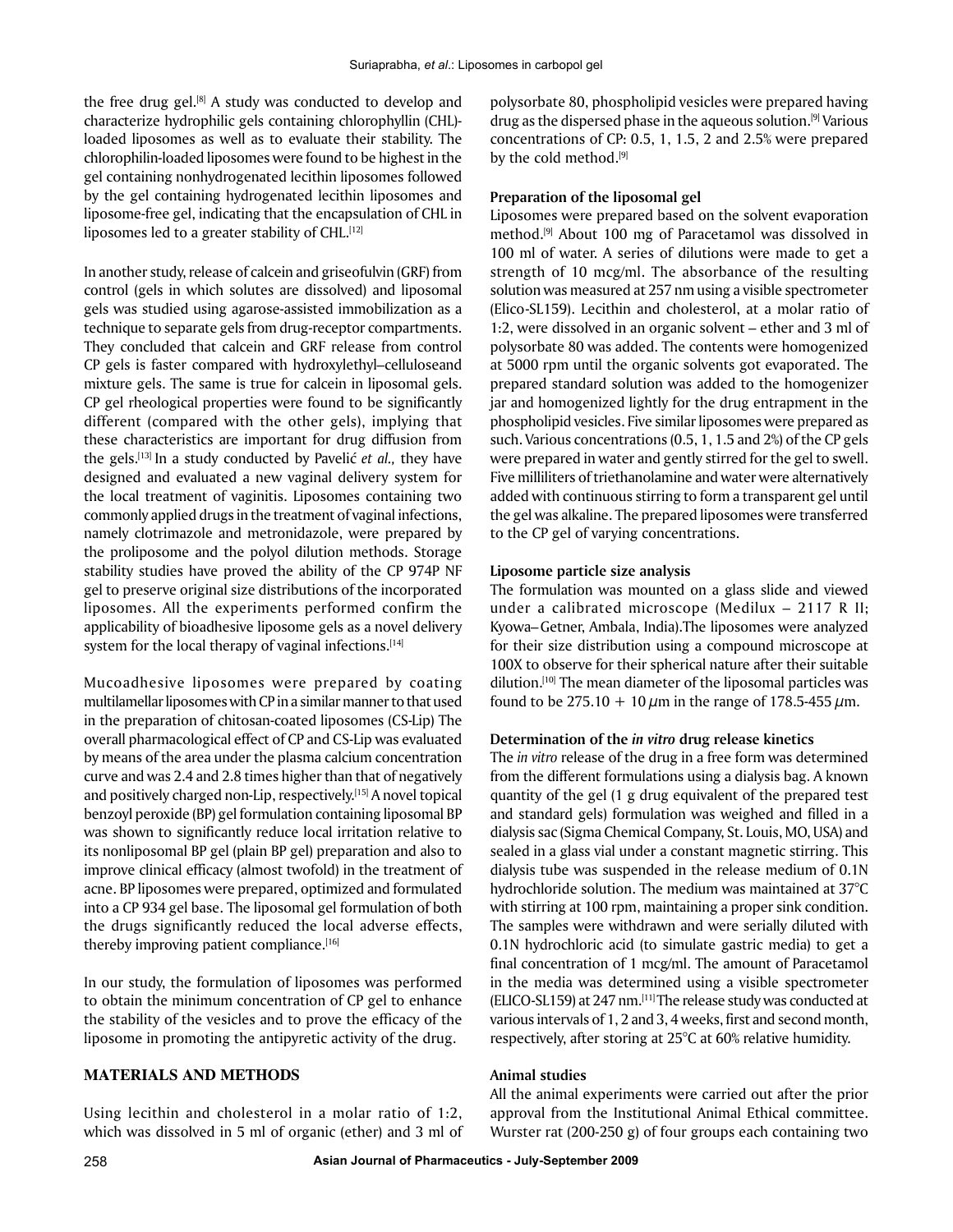the free drug gel.[8] A study was conducted to develop and characterize hydrophilic gels containing chlorophyllin (CHL)-loaded liposomes as well as to evaluate their stability. The chlorophilin-loaded liposomes were found to be highest in the gel containing nonhydrogenated lecithin liposomes followed by the gel containing hydrogenated lecithin liposomes and liposome-free gel, indicating that the encapsulation of CHL in liposomes led to a greater stability of CHL.[12]

In another study, release of calcein and griseofulvin (GRF) from control (gels in which solutes are dissolved) and liposomal gels was studied using agarose-assisted immobilization as a technique to separate gels from drug-receptor compartments. They concluded that calcein and GRF release from control CP gels is faster compared with hydroxylethyl–celluloseand mixture gels. The same is true for calcein in liposomal gels. CP gel rheological properties were found to be significantly different (compared with the other gels), implying that these characteristics are important for drug diffusion from the gels.[13] In a study conducted by Pavelić *et al.,* they have designed and evaluated a new vaginal delivery system for the local treatment of vaginitis. Liposomes containing two commonly applied drugs in the treatment of vaginal infections, namely clotrimazole and metronidazole, were prepared by the proliposome and the polyol dilution methods. Storage stability studies have proved the ability of the CP 974P NF gel to preserve original size distributions of the incorporated liposomes. All the experiments performed confirm the applicability of bioadhesive liposome gels as a novel delivery system for the local therapy of vaginal infections.[14]

Mucoadhesive liposomes were prepared by coating multilamellar liposomes with CP in a similar manner to that used in the preparation of chitosan-coated liposomes (CS-Lip) The overall pharmacological effect of CP and CS-Lip was evaluated by means of the area under the plasma calcium concentration curve and was 2.4 and 2.8 times higher than that of negatively and positively charged non-Lip, respectively.[15] A novel topical benzoyl peroxide (BP) gel formulation containing liposomal BP was shown to significantly reduce local irritation relative to its nonliposomal BP gel (plain BP gel) preparation and also to improve clinical efficacy (almost twofold) in the treatment of acne. BP liposomes were prepared, optimized and formulated into a CP 934 gel base. The liposomal gel formulation of both the drugs significantly reduced the local adverse effects, thereby improving patient compliance.[16]

In our study, the formulation of liposomes was performed to obtain the minimum concentration of CP gel to enhance the stability of the vesicles and to prove the efficacy of the liposome in promoting the antipyretic activity of the drug.

## MATERIALS AND METHODS

Using lecithin and cholesterol in a molar ratio of 1:2, which was dissolved in 5 ml of organic (ether) and 3 ml of polysorbate 80, phospholipid vesicles were prepared having drug as the dispersed phase in the aqueous solution.[9] Various concentrations of CP: 0.5, 1, 1.5, 2 and 2.5% were prepared by the cold method.[9]

### Preparation of the liposomal gel

Liposomes were prepared based on the solvent evaporation method.[9] About 100 mg of Paracetamol was dissolved in 100 ml of water. A series of dilutions were made to get a strength of 10 mcg/ml. The absorbance of the resulting solution was measured at 257 nm using a visible spectrometer (Elico-SL159). Lecithin and cholesterol, at a molar ratio of 1:2, were dissolved in an organic solvent – ether and 3 ml of polysorbate 80 was added. The contents were homogenized at 5000 rpm until the organic solvents got evaporated. The prepared standard solution was added to the homogenizer jar and homogenized lightly for the drug entrapment in the phospholipid vesicles. Five similar liposomes were prepared as such. Various concentrations (0.5, 1, 1.5 and 2%) of the CP gels were prepared in water and gently stirred for the gel to swell. Five milliliters of triethanolamine and water were alternatively added with continuous stirring to form a transparent gel until the gel was alkaline. The prepared liposomes were transferred to the CP gel of varying concentrations.

### Liposome particle size analysis

The formulation was mounted on a glass slide and viewed under a calibrated microscope (Medilux – 2117 R II; Kyowa– Getner, Ambala, India).The liposomes were analyzed for their size distribution using a compound microscope at 100X to observe for their spherical nature after their suitable dilution.[10] The mean diameter of the liposomal particles was found to be 275.10 + 10 $\mu$m in the range of 178.5-455 $\mu$m.

### Determination of the *in vitro* drug release kinetics

The *in vitro* release of the drug in a free form was determined from the different formulations using a dialysis bag. A known quantity of the gel (1 g drug equivalent of the prepared test and standard gels) formulation was weighed and filled in a dialysis sac (Sigma Chemical Company, St. Louis, MO, USA) and sealed in a glass vial under a constant magnetic stirring. This dialysis tube was suspended in the release medium of 0.1N hydrochloride solution. The medium was maintained at 37°C with stirring at 100 rpm, maintaining a proper sink condition. The samples were withdrawn and were serially diluted with 0.1N hydrochloric acid (to simulate gastric media) to get a final concentration of 1 mcg/ml. The amount of Paracetamol in the media was determined using a visible spectrometer (ELICO-SL159) at 247 nm.[11] The release study was conducted at various intervals of 1, 2 and 3, 4 weeks, first and second month, respectively, after storing at 25°C at 60% relative humidity.

### Animal studies

All the animal experiments were carried out after the prior approval from the Institutional Animal Ethical committee. Wurster rat (200-250 g) of four groups each containing two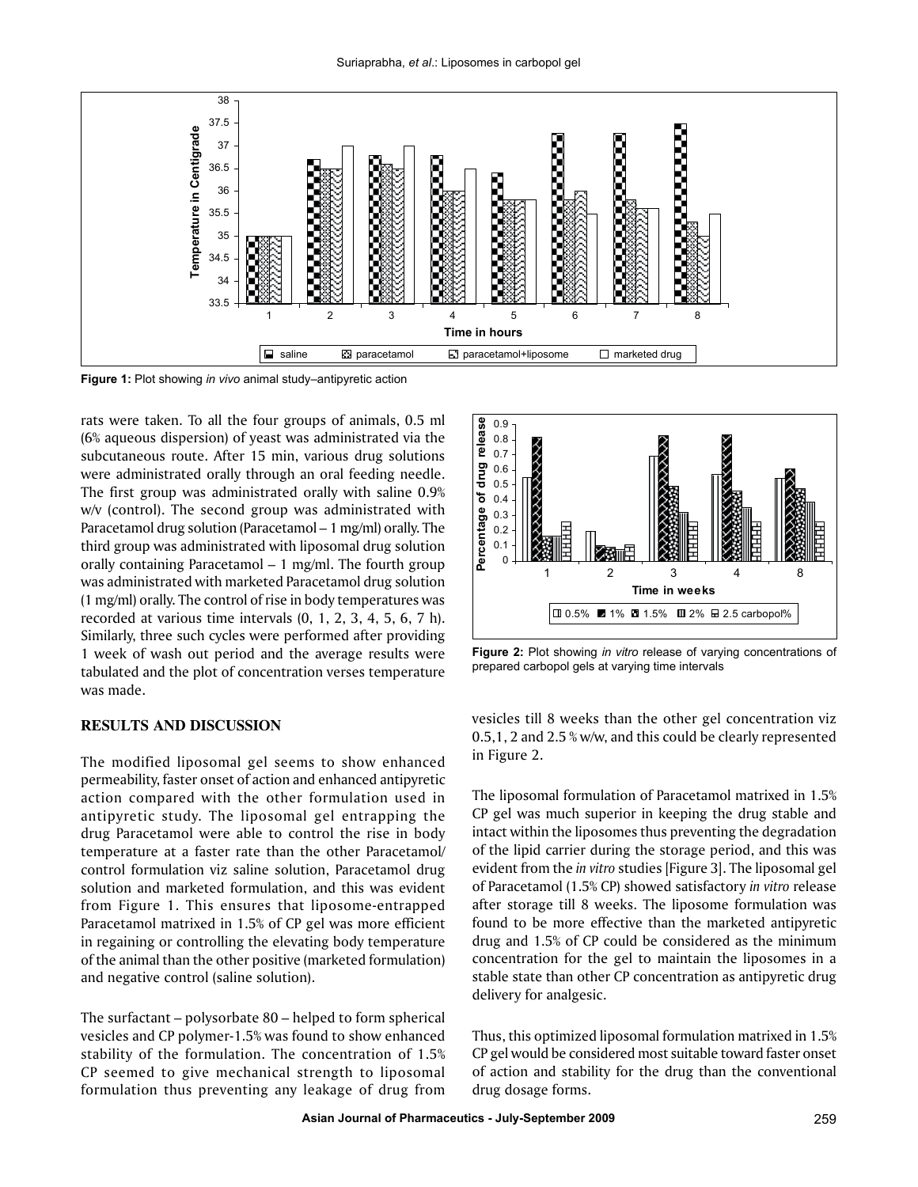Figure 1: Plot showing *in vivo* animal study–antipyretic action

rats were taken. To all the four groups of animals, 0.5 ml (6% aqueous dispersion) of yeast was administrated via the subcutaneous route. After 15 min, various drug solutions were administrated orally through an oral feeding needle. The first group was administrated orally with saline 0.9% w/v (control). The second group was administrated with Paracetamol drug solution (Paracetamol – 1 mg/ml) orally. The third group was administrated with liposomal drug solution orally containing Paracetamol – 1 mg/ml. The fourth group was administrated with marketed Paracetamol drug solution (1 mg/ml) orally. The control of rise in body temperatures was recorded at various time intervals (0, 1, 2, 3, 4, 5, 6, 7 h). Similarly, three such cycles were performed after providing 1 week of wash out period and the average results were tabulated and the plot of concentration verses temperature was made.

## RESULTS AND DISCUSSION

The modified liposomal gel seems to show enhanced permeability, faster onset of action and enhanced antipyretic action compared with the other formulation used in antipyretic study. The liposomal gel entrapping the drug Paracetamol were able to control the rise in body temperature at a faster rate than the other Paracetamol/control formulation viz saline solution, Paracetamol drug solution and marketed formulation, and this was evident from Figure 1. This ensures that liposome-entrapped Paracetamol matrixed in 1.5% of CP gel was more efficient in regaining or controlling the elevating body temperature of the animal than the other positive (marketed formulation) and negative control (saline solution).

The surfactant – polysorbate 80 – helped to form spherical vesicles and CP polymer-1.5% was found to show enhanced stability of the formulation. The concentration of 1.5% CP seemed to give mechanical strength to liposomal formulation thus preventing any leakage of drug from vesicles till 8 weeks than the other gel concentration viz 0.5,1, 2 and 2.5 % w/w, and this could be clearly represented in Figure 2.

Figure 2: Plot showing *in vitro* release of varying concentrations of prepared carbopol gels at varying time intervals

The liposomal formulation of Paracetamol matrixed in 1.5% CP gel was much superior in keeping the drug stable and intact within the liposomes thus preventing the degradation of the lipid carrier during the storage period, and this was evident from the *in vitro* studies [Figure 3]. The liposomal gel of Paracetamol (1.5% CP) showed satisfactory *in vitro* release after storage till 8 weeks. The liposome formulation was found to be more effective than the marketed antipyretic drug and 1.5% of CP could be considered as the minimum concentration for the gel to maintain the liposomes in a stable state than other CP concentration as antipyretic drug delivery for analgesic.

Thus, this optimized liposomal formulation matrixed in 1.5% CP gel would be considered most suitable toward faster onset of action and stability for the drug than the conventional drug dosage forms.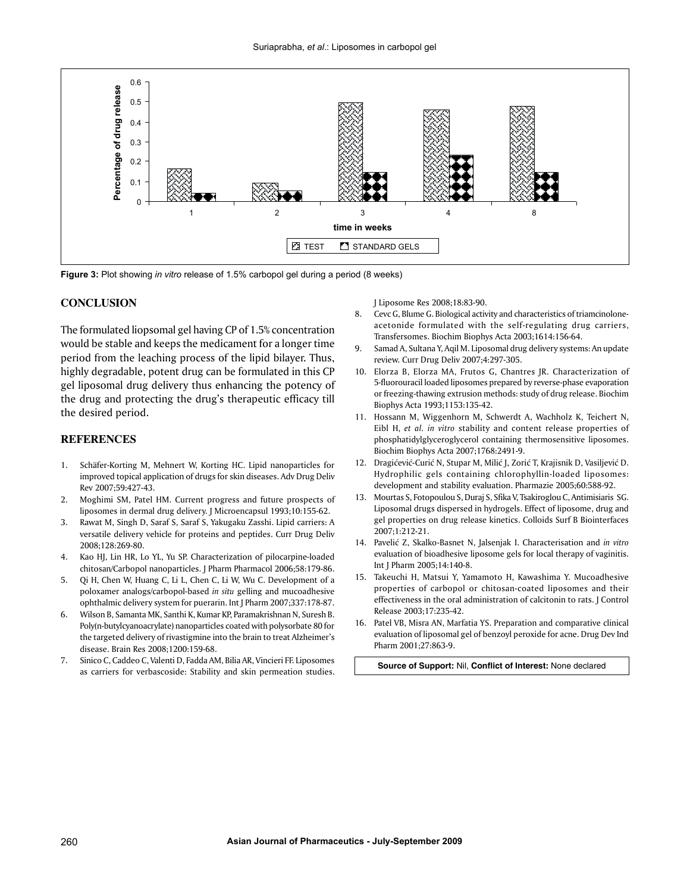0.6
0.5
0.4
0.3
0.2
0.1
0

Percentage of drug release

1 2 3 4 8

time in weeks

TEST STANDARD GELS

**Figure 3:** Plot showing *in vitro* release of 1.5% carbopol gel during a period (8 weeks)

## CONCLUSION

The formulated liopsomal gel having CP of 1.5% concentration would be stable and keeps the medicament for a longer time period from the leaching process of the lipid bilayer. Thus, highly degradable, potent drug can be formulated in this CP gel liposomal drug delivery thus enhancing the potency of the drug and protecting the drug's therapeutic efficacy till the desired period.

## REFERENCES

1. Schäfer-Korting M, Mehnert W, Korting HC. Lipid nanoparticles for improved topical application of drugs for skin diseases. Adv Drug Deliv Rev 2007;59:427-43.
2. Moghimi SM, Patel HM. Current progress and future prospects of liposomes in dermal drug delivery. J Microencapsul 1993;10:155-62.
3. Rawat M, Singh D, Saraf S, Saraf S, Yakugaku Zasshi. Lipid carriers: A versatile delivery vehicle for proteins and peptides. Curr Drug Deliv 2008;128:269-80.
4. Kao HJ, Lin HR, Lo YL, Yu SP. Characterization of pilocarpine-loaded chitosan/Carbopol nanoparticles. J Pharm Pharmacol 2006;58:179-86.
5. Qi H, Chen W, Huang C, Li L, Chen C, Li W, Wu C. Development of a poloxamer analogs/carbopol-based *in situ* gelling and mucoadhesive ophthalmic delivery system for puerarin. Int J Pharm 2007;337:178-87.
6. Wilson B, Samanta MK, Santhi K, Kumar KP, Paramakrishnan N, Suresh B. Poly(n-butylcyanoacrylate) nanoparticles coated with polysorbate 80 for the targeted delivery of rivastigmine into the brain to treat Alzheimer's disease. Brain Res 2008;1200:159-68.
7. Sinico C, Caddeo C, Valenti D, Fadda AM, Bilia AR, Vincieri FF. Liposomes as carriers for verbascoside: Stability and skin permeation studies. J Liposome Res 2008;18:83-90.
8. Cevc G, Blume G. Biological activity and characteristics of triamcinolone-acetonide formulated with the self-regulating drug carriers, Transfersomes. Biochim Biophys Acta 2003;1614:156-64.
9. Samad A, Sultana Y, Aqil M. Liposomal drug delivery systems: An update review. Curr Drug Deliv 2007;4:297-305.
10. Elorza B, Elorza MA, Frutos G, Chantres JR. Characterization of 5-fluorouracil loaded liposomes prepared by reverse-phase evaporation or freezing-thawing extrusion methods: study of drug release. Biochim Biophys Acta 1993;1153:135-42.
11. Hossann M, Wiggenhorn M, Schwerdt A, Wachholz K, Teichert N, Eibl H, *et al*. *in vitro* stability and content release properties of phosphatidylglyceroglycerol containing thermosensitive liposomes. Biochim Biophys Acta 2007;1768:2491-9.
12. Dragićević-Curić N, Stupar M, Milić J, Zorić T, Krajisnik D, Vasiljević D. Hydrophilic gels containing chlorophyllin-loaded liposomes: development and stability evaluation. Pharmazie 2005;60:588-92.
13. Mourtas S, Fotopoulou S, Duraj S, Sfika V, Tsakiroglou C, Antimisiaris SG. Liposomal drugs dispersed in hydrogels. Effect of liposome, drug and gel properties on drug release kinetics. Colloids Surf B Biointerfaces 2007;1:212-21.
14. Pavelić Z, Skalko-Basnet N, Jalsenjak I. Characterisation and *in vitro* evaluation of bioadhesive liposome gels for local therapy of vaginitis. Int J Pharm 2005;14:140-8.
15. Takeuchi H, Matsui Y, Yamamoto H, Kawashima Y. Mucoadhesive properties of carbopol or chitosan-coated liposomes and their effectiveness in the oral administration of calcitonin to rats. J Control Release 2003;17:235-42.
16. Patel VB, Misra AN, Marfatia YS. Preparation and comparative clinical evaluation of liposomal gel of benzoyl peroxide for acne. Drug Dev Ind Pharm 2001;27:863-9.

**Source of Support:** Nil, **Conflict of Interest:** None declared